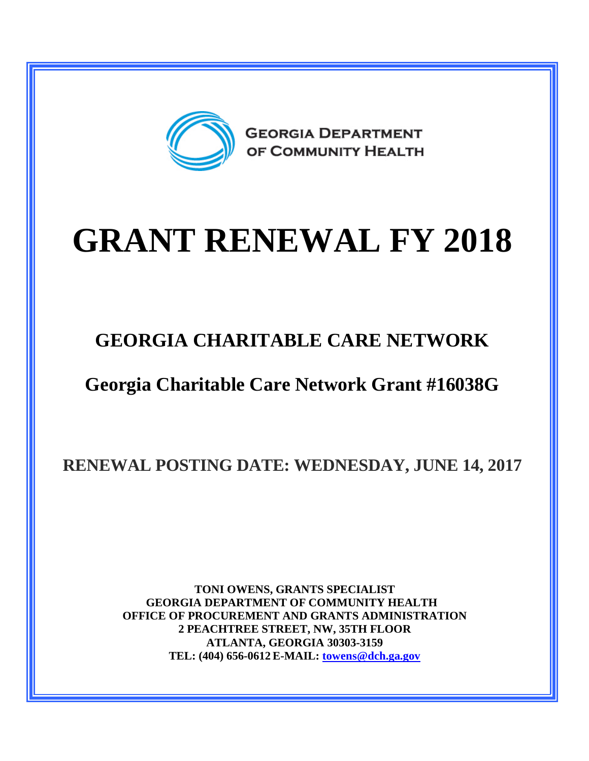GEORGIA DEPARTMENT OF COMMUNITY HEALTH

# GRANT RENEWAL FY 2018

## GEORGIA CHARITABLE CARE NETWORK

## Georgia Charitable Care Network Grant #16038G

### RENEWAL POSTING DATE: WEDNESDAY, JUNE 14, 2017

**TONI OWENS, GRANTS SPECIALIST**
**GEORGIA DEPARTMENT OF COMMUNITY HEALTH**
**OFFICE OF PROCUREMENT AND GRANTS ADMINISTRATION**
**2 PEACHTREE STREET, NW, 35TH FLOOR**
**ATLANTA, GEORGIA 30303-3159**
**TEL: (404) 656-0612 E-MAIL: towens@dch.ga.gov**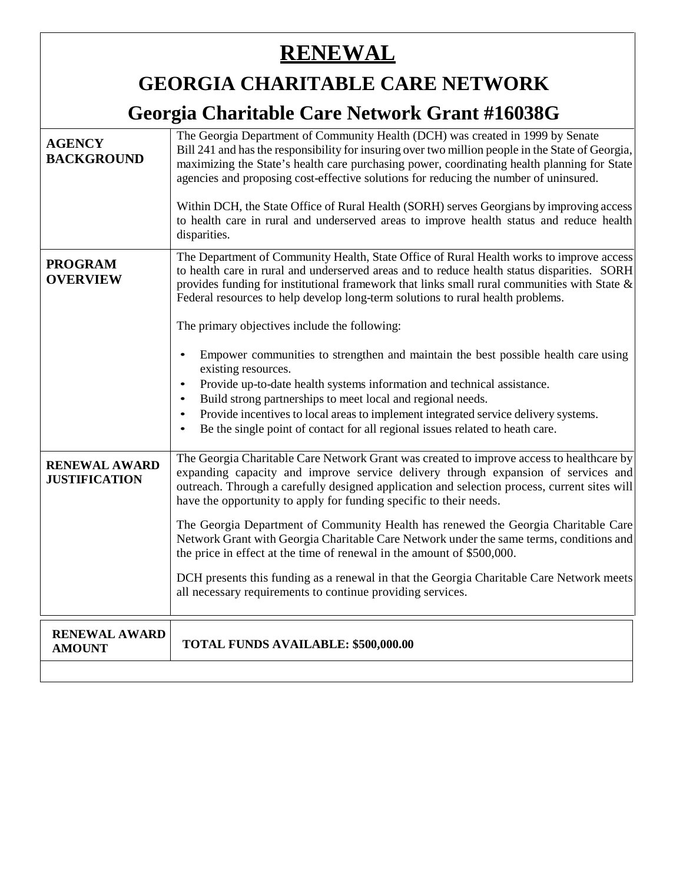# RENEWAL

## GEORGIA CHARITABLE CARE NETWORK

## Georgia Charitable Care Network Grant #16038G

| | |
|---|---|
| **AGENCY BACKGROUND** | The Georgia Department of Community Health (DCH) was created in 1999 by Senate Bill 241 and has the responsibility for insuring over two million people in the State of Georgia, maximizing the State's health care purchasing power, coordinating health planning for State agencies and proposing cost-effective solutions for reducing the number of uninsured.<br><br>Within DCH, the State Office of Rural Health (SORH) serves Georgians by improving access to health care in rural and underserved areas to improve health status and reduce health disparities. |
| **PROGRAM OVERVIEW** | The Department of Community Health, State Office of Rural Health works to improve access to health care in rural and underserved areas and to reduce health status disparities. SORH provides funding for institutional framework that links small rural communities with State & Federal resources to help develop long-term solutions to rural health problems.<br><br>The primary objectives include the following:<br><br>• Empower communities to strengthen and maintain the best possible health care using existing resources.<br>• Provide up-to-date health systems information and technical assistance.<br>• Build strong partnerships to meet local and regional needs.<br>• Provide incentives to local areas to implement integrated service delivery systems.<br>• Be the single point of contact for all regional issues related to heath care. |
| **RENEWAL AWARD JUSTIFICATION** | The Georgia Charitable Care Network Grant was created to improve access to healthcare by expanding capacity and improve service delivery through expansion of services and outreach. Through a carefully designed application and selection process, current sites will have the opportunity to apply for funding specific to their needs.<br><br>The Georgia Department of Community Health has renewed the Georgia Charitable Care Network Grant with Georgia Charitable Care Network under the same terms, conditions and the price in effect at the time of renewal in the amount of $500,000.<br><br>DCH presents this funding as a renewal in that the Georgia Charitable Care Network meets all necessary requirements to continue providing services. |
| **RENEWAL AWARD AMOUNT** | **TOTAL FUNDS AVAILABLE: $500,000.00** |